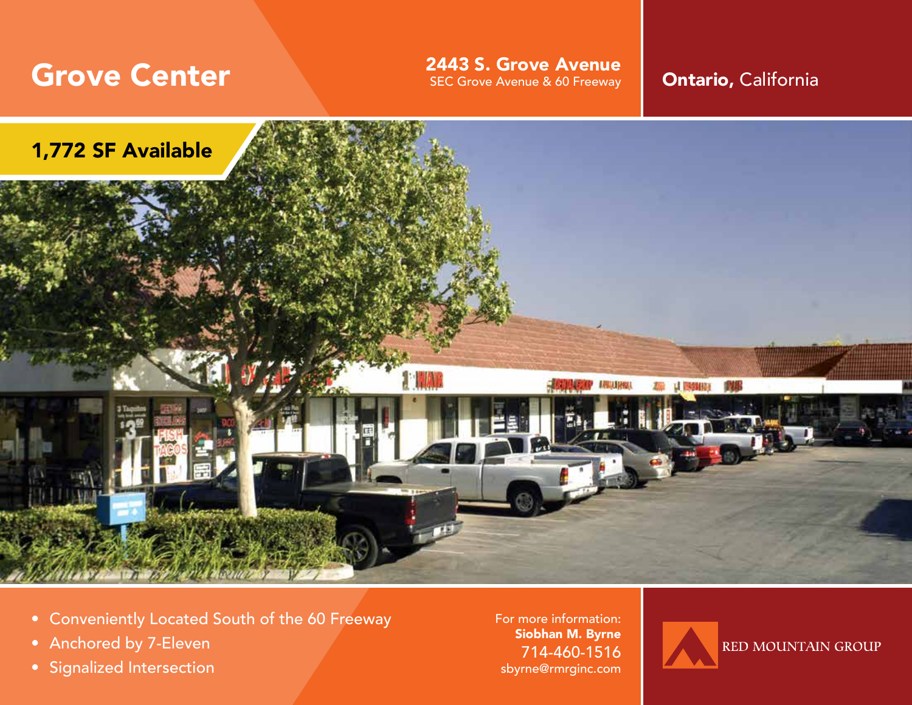# Grove Center

**2443 S. Grove Avenue**
SEC Grove Avenue & 60 Freeway

**Ontario,** California

## 1,772 SF Available

- Conveniently Located South of the 60 Freeway
- Anchored by 7-Eleven
- Signalized Intersection

For more information:
**Siobhan M. Byrne**
714-460-1516
sbyrne@rmrginc.com

RED MOUNTAIN GROUP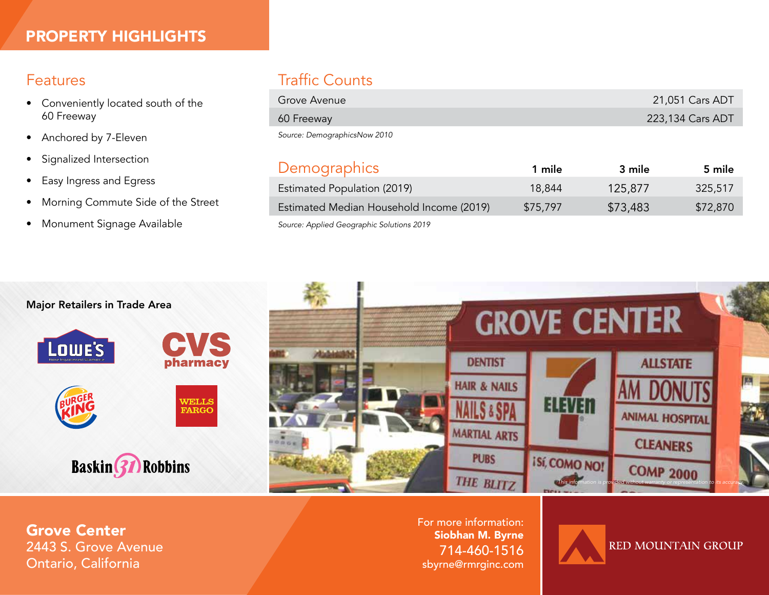# PROPERTY HIGHLIGHTS

## Features

- Conveniently located south of the 60 Freeway
- Anchored by 7-Eleven
- Signalized Intersection
- Easy Ingress and Egress
- Morning Commute Side of the Street
- Monument Signage Available

## Traffic Counts

| | |
|---|---|
| Grove Avenue | 21,051 Cars ADT |
| 60 Freeway | 223,134 Cars ADT |

*Source: DemographicsNow 2010*

## Demographics

| | 1 mile | 3 mile | 5 mile |
|---|---|---|---|
| Estimated Population (2019) | 18,844 | 125,877 | 325,517 |
| Estimated Median Household Income (2019) | $75,797 | $73,483 | $72,870 |

*Source: Applied Geographic Solutions 2019*

**Major Retailers in Trade Area**

*This information is provided without warranty or representation to its accuracy.*

**Grove Center**
2443 S. Grove Avenue
Ontario, California

For more information:
**Siobhan M. Byrne**
714-460-1516
sbyrne@rmrginc.com

RED MOUNTAIN GROUP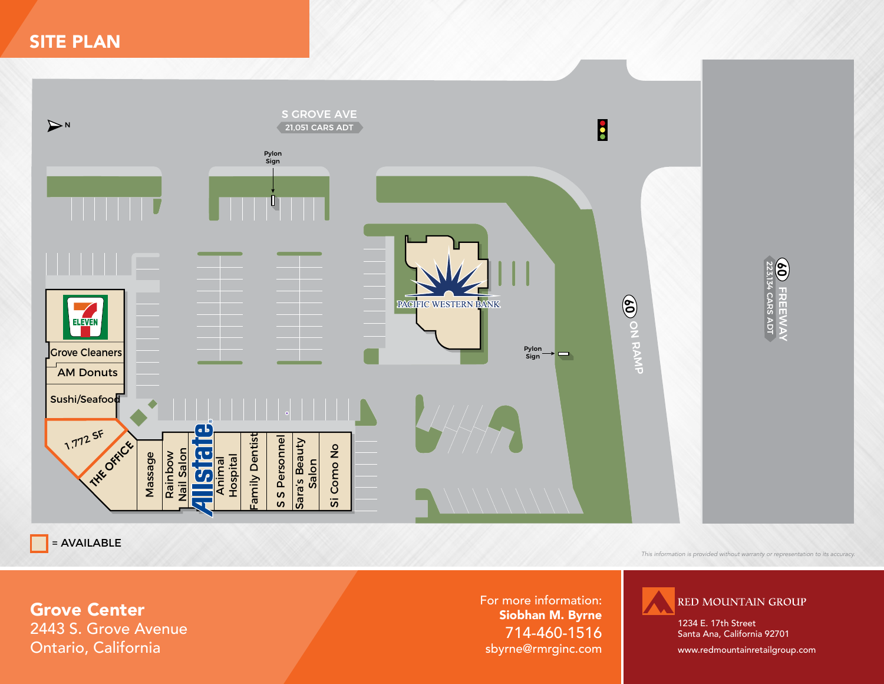# SITE PLAN

N

S GROVE AVE
21,051 CARS ADT

Pylon Sign

Pylon Sign

PACIFIC WESTERN BANK

60 ON RAMP

60 FREEWAY
223,134 CARS ADT

7-ELEVEN

Grove Cleaners

AM Donuts

Sushi/Seafood

1,772 SF
THE OFFICE

Massage

Rainbow Nail Salon

Allstate

Animal Hospital

Family Dentist

S S Personnel

Sara's Beauty Salon

Si Como No

= AVAILABLE

*This information is provided without warranty or representation to its accuracy.*

**Grove Center**
2443 S. Grove Avenue
Ontario, California

For more information:
**Siobhan M. Byrne**
714-460-1516
sbyrne@rmrginc.com

RED MOUNTAIN GROUP
1234 E. 17th Street
Santa Ana, California 92701
www.redmountainretailgroup.com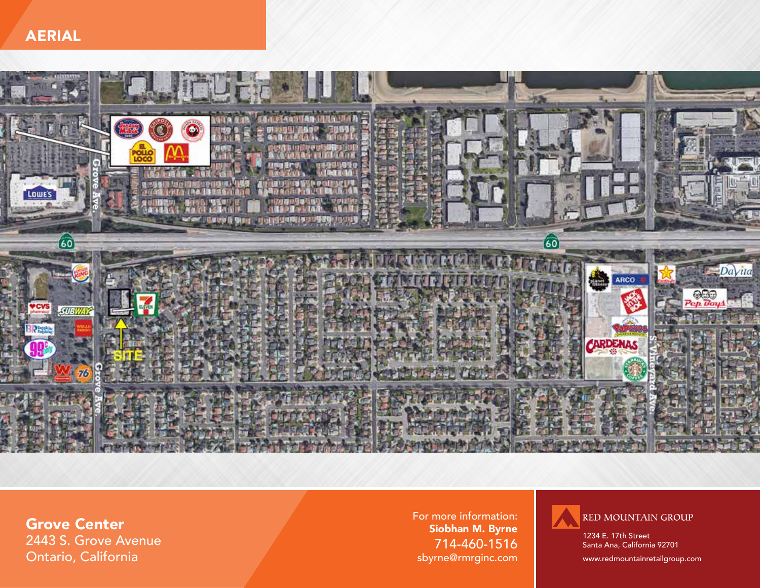# AERIAL

**Grove Center**
2443 S. Grove Avenue
Ontario, California

For more information:
**Siobhan M. Byrne**
714-460-1516
sbyrne@rmrginc.com

RED MOUNTAIN GROUP
1234 E. 17th Street
Santa Ana, California 92701
www.redmountainretailgroup.com